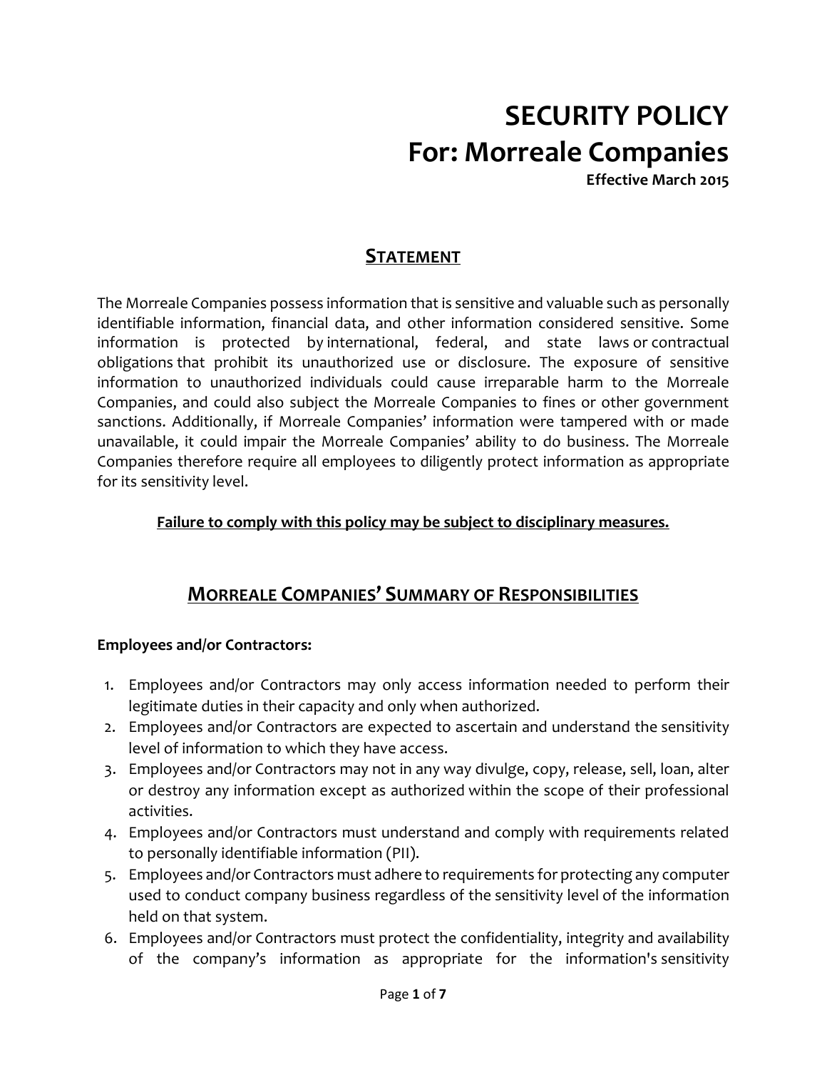# SECURITY POLICY
# For: Morreale Companies

**Effective March 2015**

## STATEMENT

The Morreale Companies possess information that is sensitive and valuable such as personally identifiable information, financial data, and other information considered sensitive. Some information is protected by international, federal, and state laws or contractual obligations that prohibit its unauthorized use or disclosure. The exposure of sensitive information to unauthorized individuals could cause irreparable harm to the Morreale Companies, and could also subject the Morreale Companies to fines or other government sanctions. Additionally, if Morreale Companies' information were tampered with or made unavailable, it could impair the Morreale Companies' ability to do business. The Morreale Companies therefore require all employees to diligently protect information as appropriate for its sensitivity level.

**Failure to comply with this policy may be subject to disciplinary measures.**

## MORREALE COMPANIES' SUMMARY OF RESPONSIBILITIES

**Employees and/or Contractors:**

1. Employees and/or Contractors may only access information needed to perform their legitimate duties in their capacity and only when authorized.
2. Employees and/or Contractors are expected to ascertain and understand the sensitivity level of information to which they have access.
3. Employees and/or Contractors may not in any way divulge, copy, release, sell, loan, alter or destroy any information except as authorized within the scope of their professional activities.
4. Employees and/or Contractors must understand and comply with requirements related to personally identifiable information (PII).
5. Employees and/or Contractors must adhere to requirements for protecting any computer used to conduct company business regardless of the sensitivity level of the information held on that system.
6. Employees and/or Contractors must protect the confidentiality, integrity and availability of the company's information as appropriate for the information's sensitivity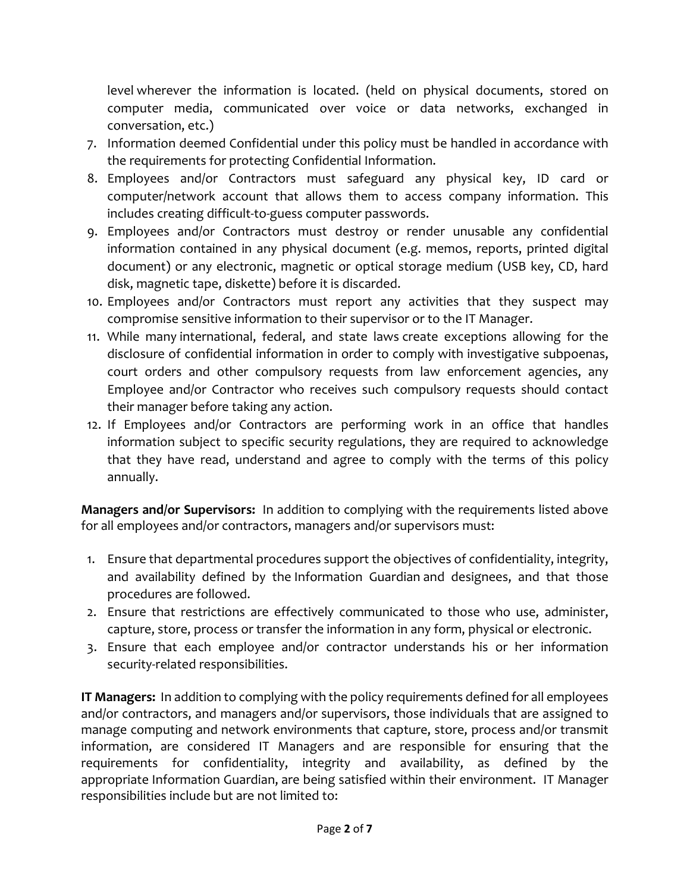level wherever the information is located. (held on physical documents, stored on computer media, communicated over voice or data networks, exchanged in conversation, etc.)

7. Information deemed Confidential under this policy must be handled in accordance with the requirements for protecting Confidential Information.
8. Employees and/or Contractors must safeguard any physical key, ID card or computer/network account that allows them to access company information. This includes creating difficult-to-guess computer passwords.
9. Employees and/or Contractors must destroy or render unusable any confidential information contained in any physical document (e.g. memos, reports, printed digital document) or any electronic, magnetic or optical storage medium (USB key, CD, hard disk, magnetic tape, diskette) before it is discarded.
10. Employees and/or Contractors must report any activities that they suspect may compromise sensitive information to their supervisor or to the IT Manager.
11. While many international, federal, and state laws create exceptions allowing for the disclosure of confidential information in order to comply with investigative subpoenas, court orders and other compulsory requests from law enforcement agencies, any Employee and/or Contractor who receives such compulsory requests should contact their manager before taking any action.
12. If Employees and/or Contractors are performing work in an office that handles information subject to specific security regulations, they are required to acknowledge that they have read, understand and agree to comply with the terms of this policy annually.

**Managers and/or Supervisors:** In addition to complying with the requirements listed above for all employees and/or contractors, managers and/or supervisors must:

1. Ensure that departmental procedures support the objectives of confidentiality, integrity, and availability defined by the Information Guardian and designees, and that those procedures are followed.
2. Ensure that restrictions are effectively communicated to those who use, administer, capture, store, process or transfer the information in any form, physical or electronic.
3. Ensure that each employee and/or contractor understands his or her information security-related responsibilities.

**IT Managers:** In addition to complying with the policy requirements defined for all employees and/or contractors, and managers and/or supervisors, those individuals that are assigned to manage computing and network environments that capture, store, process and/or transmit information, are considered IT Managers and are responsible for ensuring that the requirements for confidentiality, integrity and availability, as defined by the appropriate Information Guardian, are being satisfied within their environment. IT Manager responsibilities include but are not limited to: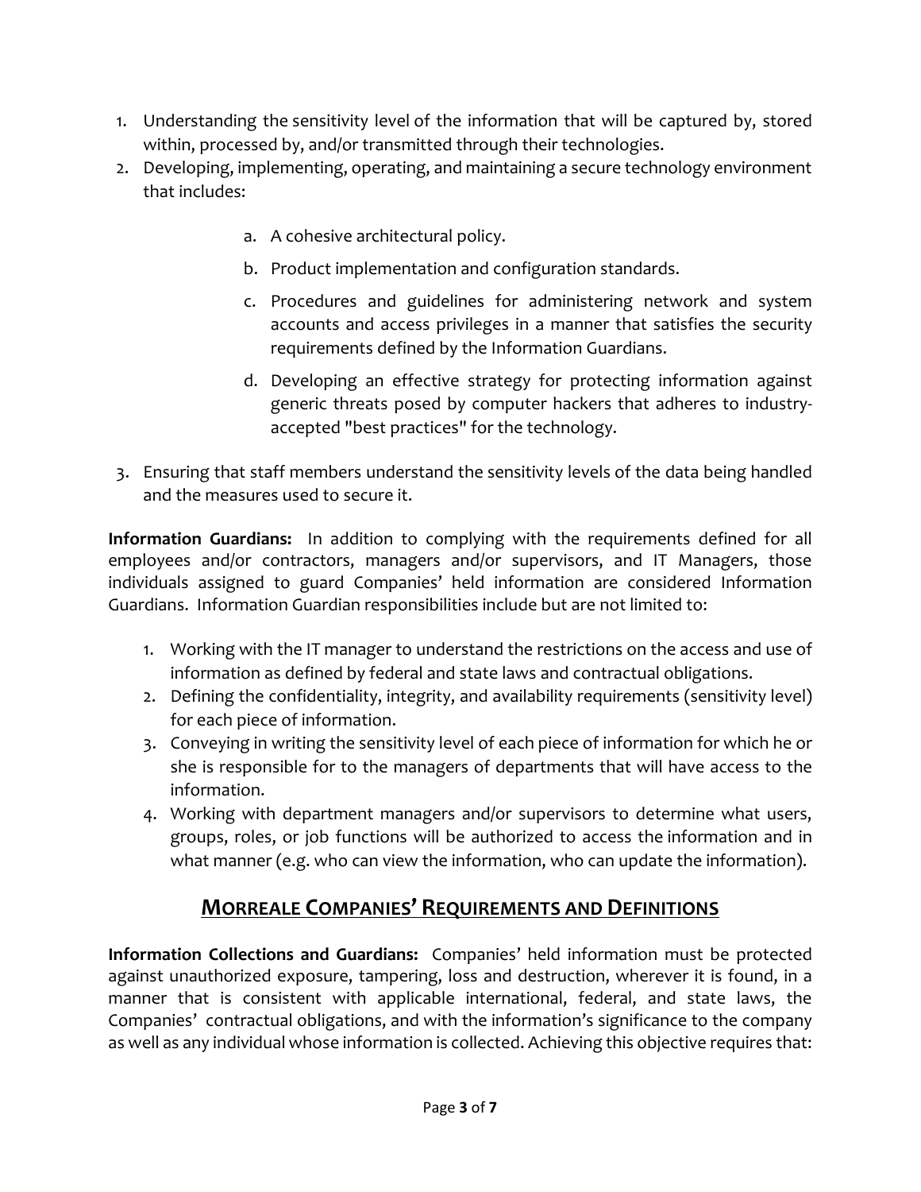1. Understanding the sensitivity level of the information that will be captured by, stored within, processed by, and/or transmitted through their technologies.
2. Developing, implementing, operating, and maintaining a secure technology environment that includes:
    a. A cohesive architectural policy.
    b. Product implementation and configuration standards.
    c. Procedures and guidelines for administering network and system accounts and access privileges in a manner that satisfies the security requirements defined by the Information Guardians.
    d. Developing an effective strategy for protecting information against generic threats posed by computer hackers that adheres to industry-accepted "best practices" for the technology.
3. Ensuring that staff members understand the sensitivity levels of the data being handled and the measures used to secure it.

**Information Guardians:** In addition to complying with the requirements defined for all employees and/or contractors, managers and/or supervisors, and IT Managers, those individuals assigned to guard Companies' held information are considered Information Guardians. Information Guardian responsibilities include but are not limited to:

1. Working with the IT manager to understand the restrictions on the access and use of information as defined by federal and state laws and contractual obligations.
2. Defining the confidentiality, integrity, and availability requirements (sensitivity level) for each piece of information.
3. Conveying in writing the sensitivity level of each piece of information for which he or she is responsible for to the managers of departments that will have access to the information.
4. Working with department managers and/or supervisors to determine what users, groups, roles, or job functions will be authorized to access the information and in what manner (e.g. who can view the information, who can update the information).

## MORREALE COMPANIES' REQUIREMENTS AND DEFINITIONS

**Information Collections and Guardians:** Companies' held information must be protected against unauthorized exposure, tampering, loss and destruction, wherever it is found, in a manner that is consistent with applicable international, federal, and state laws, the Companies' contractual obligations, and with the information's significance to the company as well as any individual whose information is collected. Achieving this objective requires that: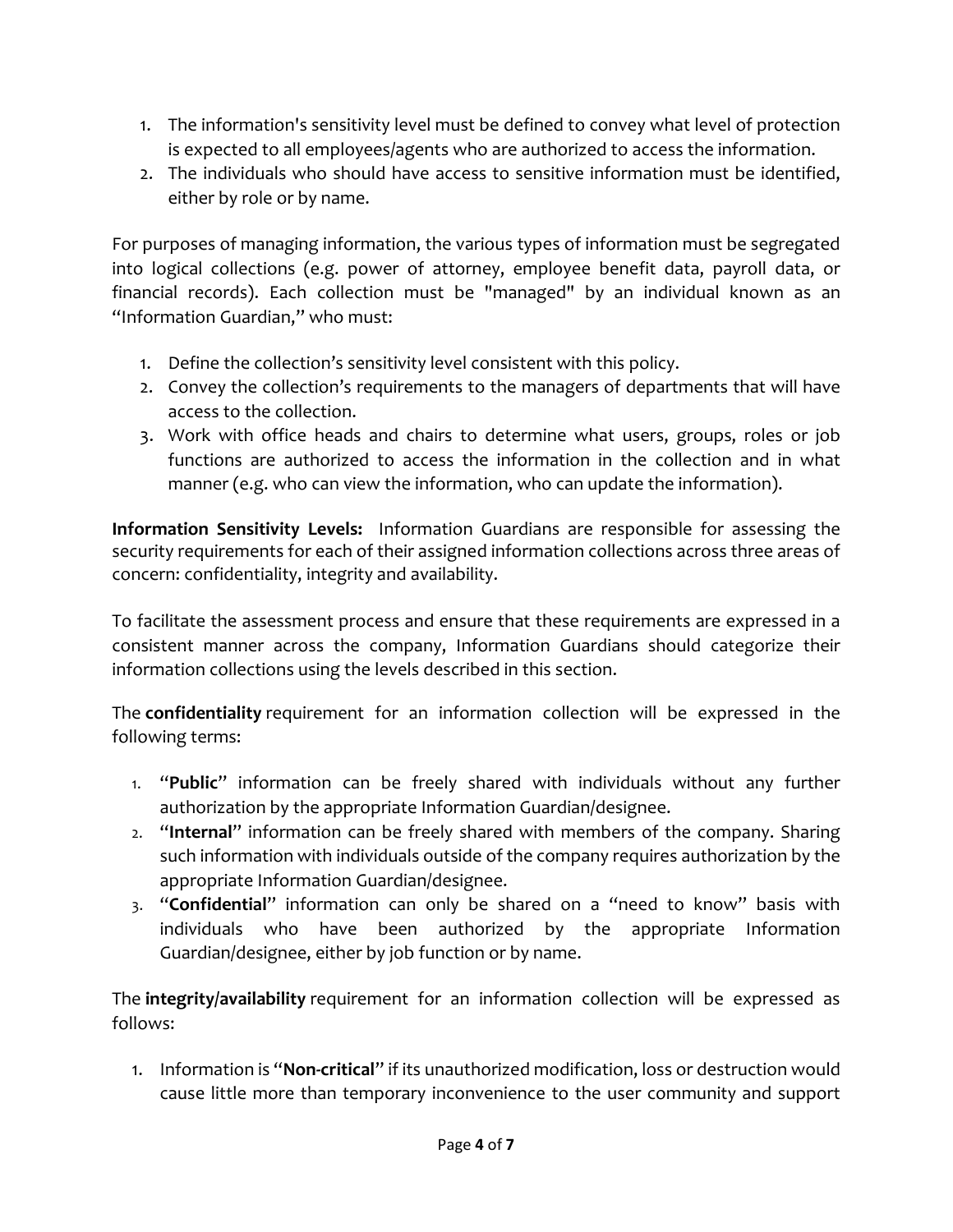1. The information's sensitivity level must be defined to convey what level of protection is expected to all employees/agents who are authorized to access the information.
2. The individuals who should have access to sensitive information must be identified, either by role or by name.

For purposes of managing information, the various types of information must be segregated into logical collections (e.g. power of attorney, employee benefit data, payroll data, or financial records). Each collection must be "managed" by an individual known as an "Information Guardian," who must:

1. Define the collection's sensitivity level consistent with this policy.
2. Convey the collection's requirements to the managers of departments that will have access to the collection.
3. Work with office heads and chairs to determine what users, groups, roles or job functions are authorized to access the information in the collection and in what manner (e.g. who can view the information, who can update the information).

**Information Sensitivity Levels:** Information Guardians are responsible for assessing the security requirements for each of their assigned information collections across three areas of concern: confidentiality, integrity and availability.

To facilitate the assessment process and ensure that these requirements are expressed in a consistent manner across the company, Information Guardians should categorize their information collections using the levels described in this section.

The **confidentiality** requirement for an information collection will be expressed in the following terms:

1. "**Public**" information can be freely shared with individuals without any further authorization by the appropriate Information Guardian/designee.
2. "**Internal**" information can be freely shared with members of the company. Sharing such information with individuals outside of the company requires authorization by the appropriate Information Guardian/designee.
3. "**Confidential**" information can only be shared on a "need to know" basis with individuals who have been authorized by the appropriate Information Guardian/designee, either by job function or by name.

The **integrity/availability** requirement for an information collection will be expressed as follows:

1. Information is "**Non-critical**" if its unauthorized modification, loss or destruction would cause little more than temporary inconvenience to the user community and support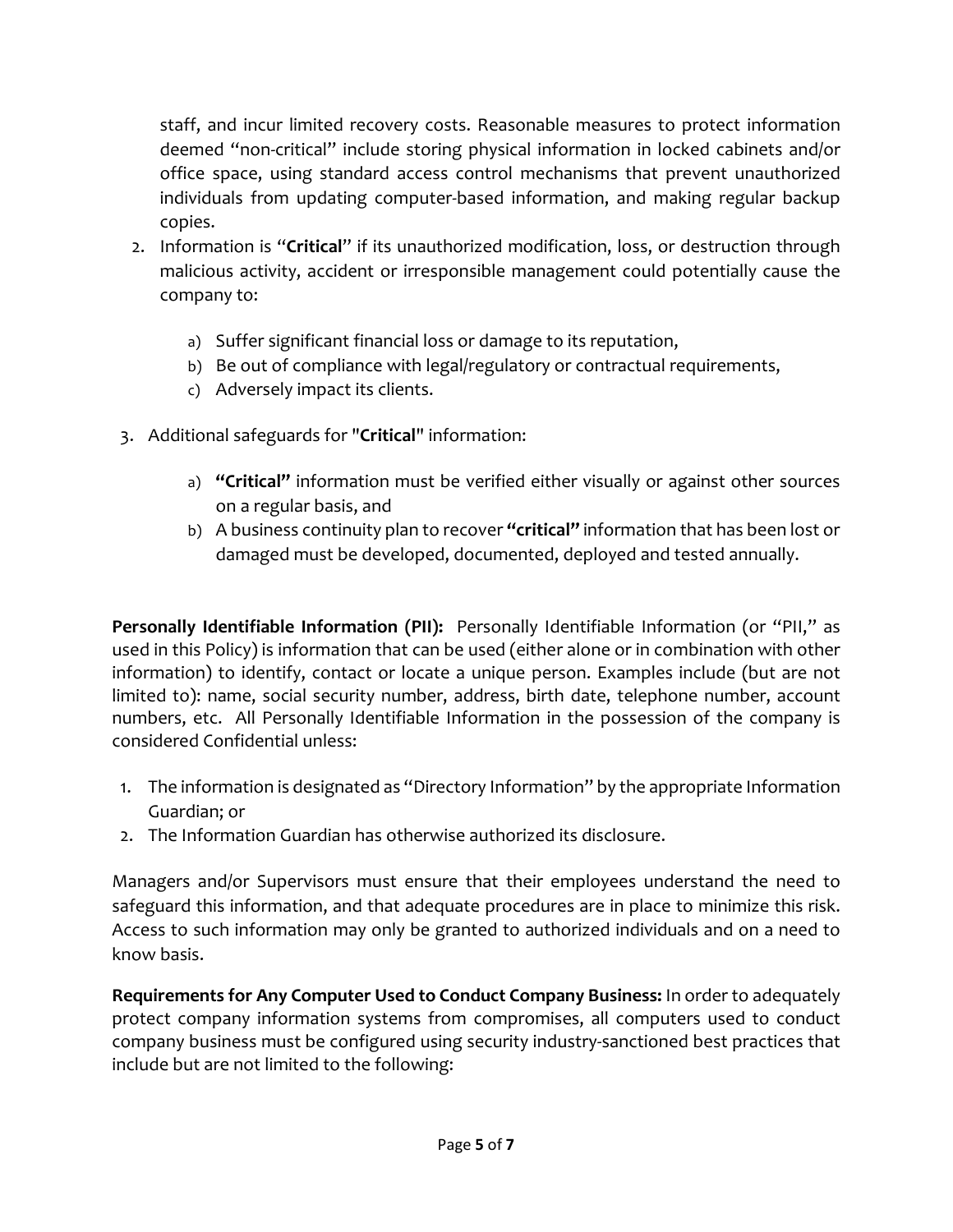staff, and incur limited recovery costs. Reasonable measures to protect information deemed "non-critical" include storing physical information in locked cabinets and/or office space, using standard access control mechanisms that prevent unauthorized individuals from updating computer-based information, and making regular backup copies.

2. Information is "**Critical**" if its unauthorized modification, loss, or destruction through malicious activity, accident or irresponsible management could potentially cause the company to:

    a) Suffer significant financial loss or damage to its reputation,
    b) Be out of compliance with legal/regulatory or contractual requirements,
    c) Adversely impact its clients.

3. Additional safeguards for "**Critical**" information:

    a) **"Critical"** information must be verified either visually or against other sources on a regular basis, and
    b) A business continuity plan to recover **"critical"** information that has been lost or damaged must be developed, documented, deployed and tested annually.

**Personally Identifiable Information (PII):** Personally Identifiable Information (or "PII," as used in this Policy) is information that can be used (either alone or in combination with other information) to identify, contact or locate a unique person. Examples include (but are not limited to): name, social security number, address, birth date, telephone number, account numbers, etc. All Personally Identifiable Information in the possession of the company is considered Confidential unless:

1. The information is designated as "Directory Information" by the appropriate Information Guardian; or
2. The Information Guardian has otherwise authorized its disclosure.

Managers and/or Supervisors must ensure that their employees understand the need to safeguard this information, and that adequate procedures are in place to minimize this risk. Access to such information may only be granted to authorized individuals and on a need to know basis.

**Requirements for Any Computer Used to Conduct Company Business:** In order to adequately protect company information systems from compromises, all computers used to conduct company business must be configured using security industry-sanctioned best practices that include but are not limited to the following: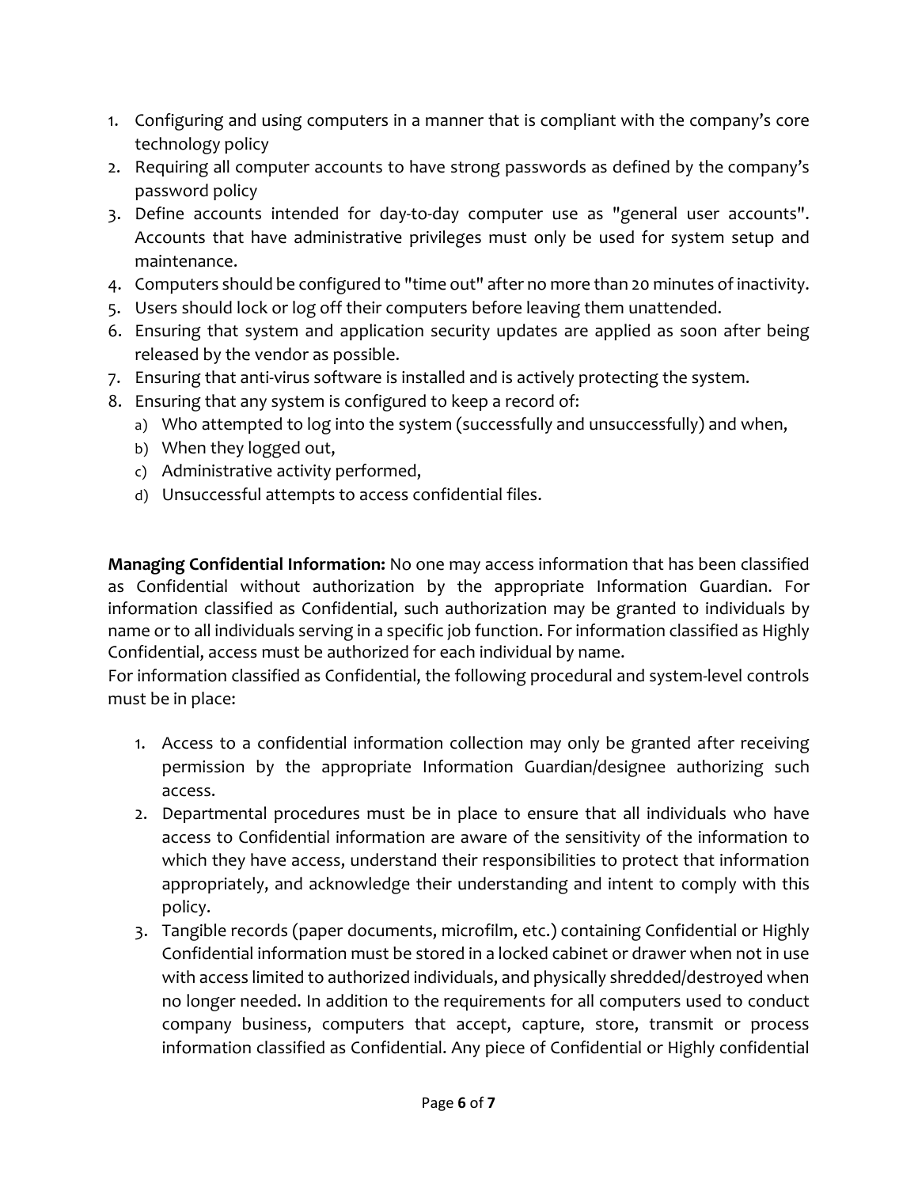1. Configuring and using computers in a manner that is compliant with the company's core technology policy
2. Requiring all computer accounts to have strong passwords as defined by the company's password policy
3. Define accounts intended for day-to-day computer use as "general user accounts". Accounts that have administrative privileges must only be used for system setup and maintenance.
4. Computers should be configured to "time out" after no more than 20 minutes of inactivity.
5. Users should lock or log off their computers before leaving them unattended.
6. Ensuring that system and application security updates are applied as soon after being released by the vendor as possible.
7. Ensuring that anti-virus software is installed and is actively protecting the system.
8. Ensuring that any system is configured to keep a record of:
   a) Who attempted to log into the system (successfully and unsuccessfully) and when,
   b) When they logged out,
   c) Administrative activity performed,
   d) Unsuccessful attempts to access confidential files.

**Managing Confidential Information:** No one may access information that has been classified as Confidential without authorization by the appropriate Information Guardian. For information classified as Confidential, such authorization may be granted to individuals by name or to all individuals serving in a specific job function. For information classified as Highly Confidential, access must be authorized for each individual by name.

For information classified as Confidential, the following procedural and system-level controls must be in place:

1. Access to a confidential information collection may only be granted after receiving permission by the appropriate Information Guardian/designee authorizing such access.
2. Departmental procedures must be in place to ensure that all individuals who have access to Confidential information are aware of the sensitivity of the information to which they have access, understand their responsibilities to protect that information appropriately, and acknowledge their understanding and intent to comply with this policy.
3. Tangible records (paper documents, microfilm, etc.) containing Confidential or Highly Confidential information must be stored in a locked cabinet or drawer when not in use with access limited to authorized individuals, and physically shredded/destroyed when no longer needed. In addition to the requirements for all computers used to conduct company business, computers that accept, capture, store, transmit or process information classified as Confidential. Any piece of Confidential or Highly confidential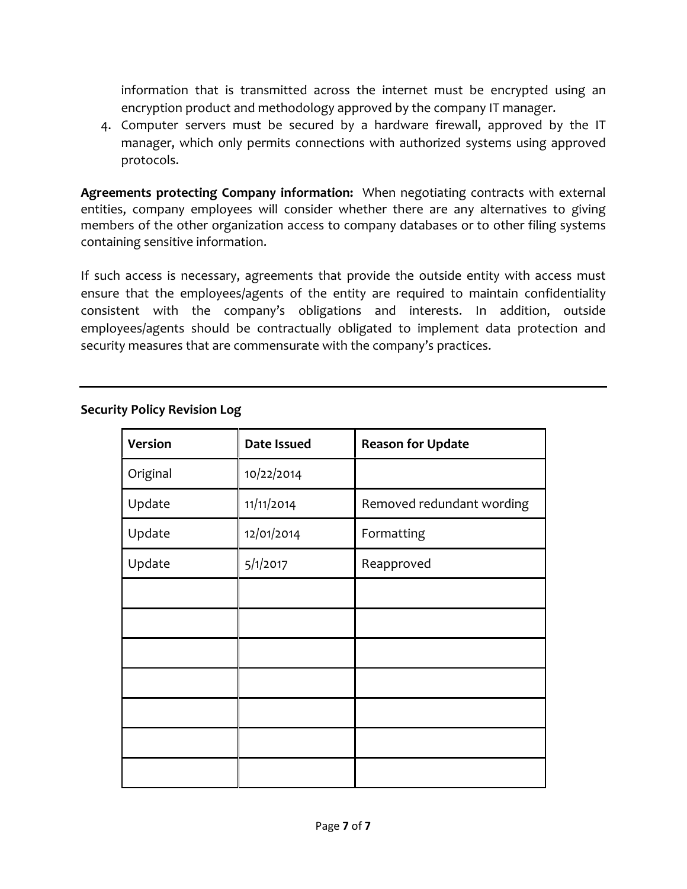information that is transmitted across the internet must be encrypted using an encryption product and methodology approved by the company IT manager.

4. Computer servers must be secured by a hardware firewall, approved by the IT manager, which only permits connections with authorized systems using approved protocols.

**Agreements protecting Company information:** When negotiating contracts with external entities, company employees will consider whether there are any alternatives to giving members of the other organization access to company databases or to other filing systems containing sensitive information.

If such access is necessary, agreements that provide the outside entity with access must ensure that the employees/agents of the entity are required to maintain confidentiality consistent with the company's obligations and interests. In addition, outside employees/agents should be contractually obligated to implement data protection and security measures that are commensurate with the company's practices.

---

**Security Policy Revision Log**

| Version | Date Issued | Reason for Update |
|---|---|---|
| Original | 10/22/2014 | |
| Update | 11/11/2014 | Removed redundant wording |
| Update | 12/01/2014 | Formatting |
| Update | 5/1/2017 | Reapproved |
| | | |
| | | |
| | | |
| | | |
| | | |
| | | |
| | | |